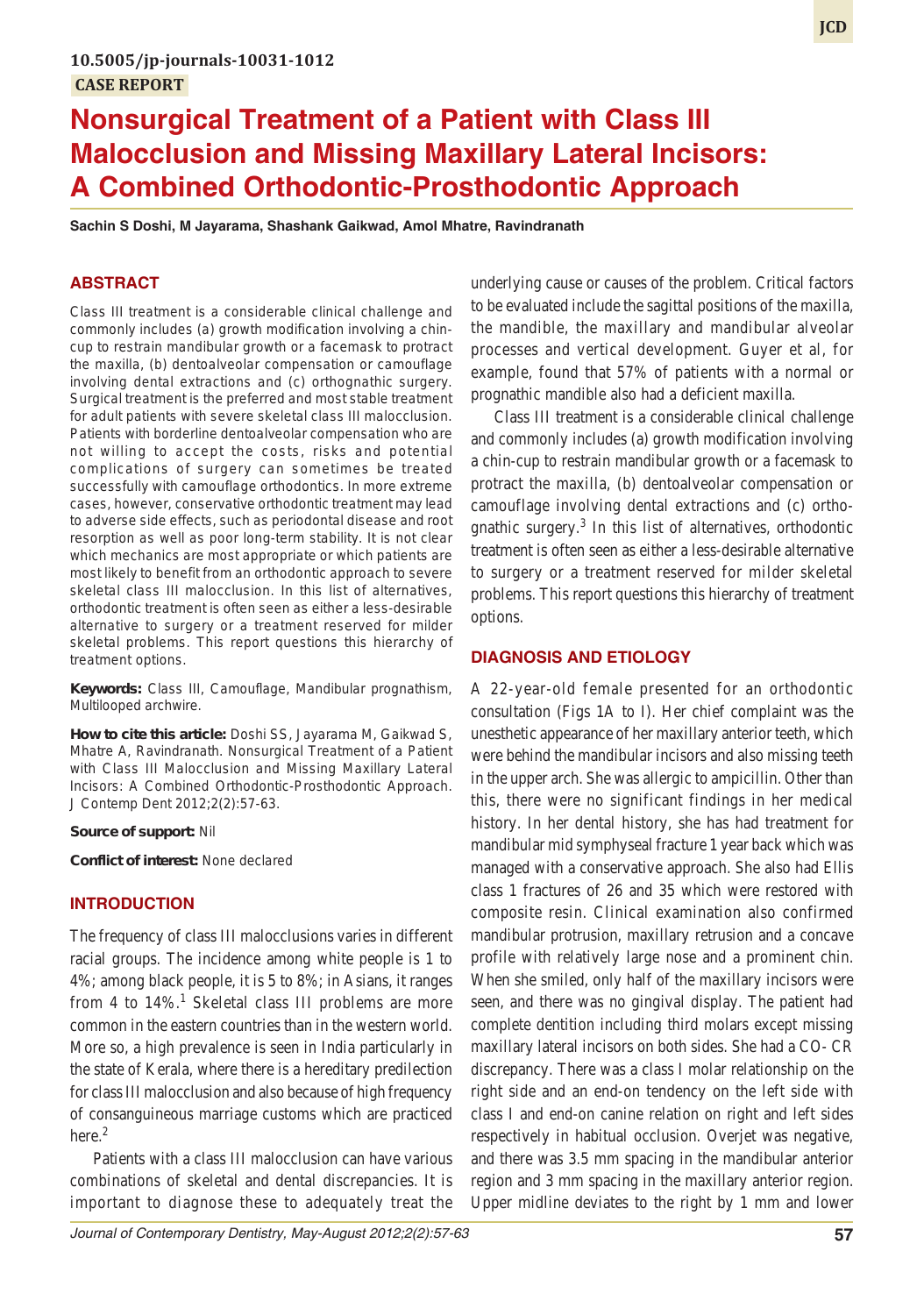10.5005/jp-journals-10031-1012

CASE REPORT

# Nonsurgical Treatment of a Patient with Class III Malocclusion and Missing Maxillary Lateral Incisors: A Combined Orthodontic-Prosthodontic Approach

**Sachin S Doshi, M Jayarama, Shashank Gaikwad, Amol Mhatre, Ravindranath**

## ABSTRACT

Class III treatment is a considerable clinical challenge and commonly includes (a) growth modification involving a chin-cup to restrain mandibular growth or a facemask to protract the maxilla, (b) dentoalveolar compensation or camouflage involving dental extractions and (c) orthognathic surgery. Surgical treatment is the preferred and most stable treatment for adult patients with severe skeletal class III malocclusion. Patients with borderline dentoalveolar compensation who are not willing to accept the costs, risks and potential complications of surgery can sometimes be treated successfully with camouflage orthodontics. In more extreme cases, however, conservative orthodontic treatment may lead to adverse side effects, such as periodontal disease and root resorption as well as poor long-term stability. It is not clear which mechanics are most appropriate or which patients are most likely to benefit from an orthodontic approach to severe skeletal class III malocclusion. In this list of alternatives, orthodontic treatment is often seen as either a less-desirable alternative to surgery or a treatment reserved for milder skeletal problems. This report questions this hierarchy of treatment options.

**Keywords:** Class III, Camouflage, Mandibular prognathism, Multilooped archwire.

**How to cite this article:** Doshi SS, Jayarama M, Gaikwad S, Mhatre A, Ravindranath. Nonsurgical Treatment of a Patient with Class III Malocclusion and Missing Maxillary Lateral Incisors: A Combined Orthodontic-Prosthodontic Approach. J Contemp Dent 2012;2(2):57-63.

**Source of support:** Nil

**Conflict of interest:** None declared

## INTRODUCTION

The frequency of class III malocclusions varies in different racial groups. The incidence among white people is 1 to 4%; among black people, it is 5 to 8%; in Asians, it ranges from 4 to 14%.[1] Skeletal class III problems are more common in the eastern countries than in the western world. More so, a high prevalence is seen in India particularly in the state of Kerala, where there is a hereditary predilection for class III malocclusion and also because of high frequency of consanguineous marriage customs which are practiced here.[2]

Patients with a class III malocclusion can have various combinations of skeletal and dental discrepancies. It is important to diagnose these to adequately treat the underlying cause or causes of the problem. Critical factors to be evaluated include the sagittal positions of the maxilla, the mandible, the maxillary and mandibular alveolar processes and vertical development. Guyer et al, for example, found that 57% of patients with a normal or prognathic mandible also had a deficient maxilla.

Class III treatment is a considerable clinical challenge and commonly includes (a) growth modification involving a chin-cup to restrain mandibular growth or a facemask to protract the maxilla, (b) dentoalveolar compensation or camouflage involving dental extractions and (c) orthognathic surgery.[3] In this list of alternatives, orthodontic treatment is often seen as either a less-desirable alternative to surgery or a treatment reserved for milder skeletal problems. This report questions this hierarchy of treatment options.

## DIAGNOSIS AND ETIOLOGY

A 22-year-old female presented for an orthodontic consultation (Figs 1A to I). Her chief complaint was the unesthetic appearance of her maxillary anterior teeth, which were behind the mandibular incisors and also missing teeth in the upper arch. She was allergic to ampicillin. Other than this, there were no significant findings in her medical history. In her dental history, she has had treatment for mandibular mid symphyseal fracture 1 year back which was managed with a conservative approach. She also had Ellis class 1 fractures of 26 and 35 which were restored with composite resin. Clinical examination also confirmed mandibular protrusion, maxillary retrusion and a concave profile with relatively large nose and a prominent chin. When she smiled, only half of the maxillary incisors were seen, and there was no gingival display. The patient had complete dentition including third molars except missing maxillary lateral incisors on both sides. She had a CO- CR discrepancy. There was a class I molar relationship on the right side and an end-on tendency on the left side with class I and end-on canine relation on right and left sides respectively in habitual occlusion. Overjet was negative, and there was 3.5 mm spacing in the mandibular anterior region and 3 mm spacing in the maxillary anterior region. Upper midline deviates to the right by 1 mm and lower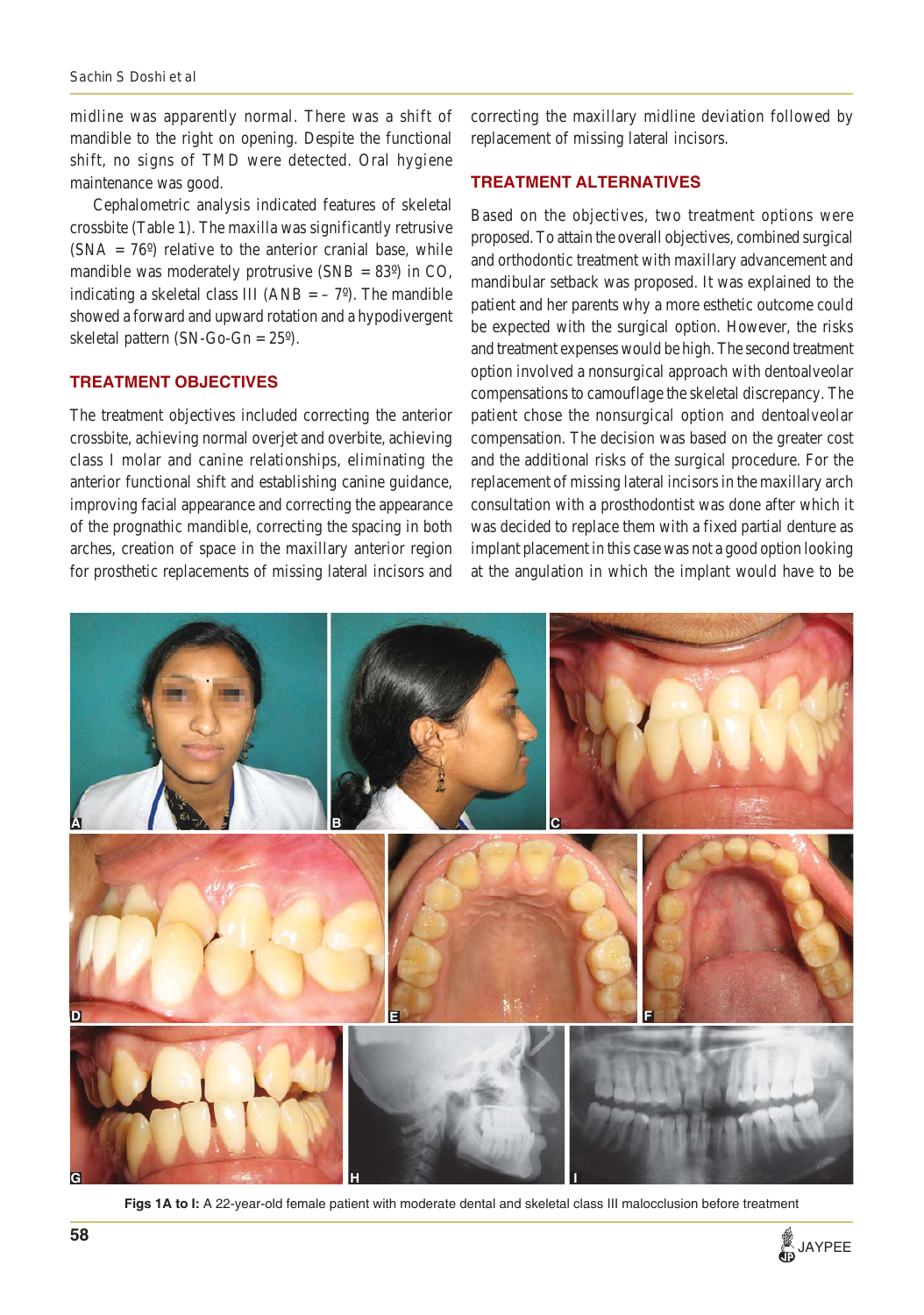midline was apparently normal. There was a shift of mandible to the right on opening. Despite the functional shift, no signs of TMD were detected. Oral hygiene maintenance was good.

Cephalometric analysis indicated features of skeletal crossbite (Table 1). The maxilla was significantly retrusive (SNA = 76º) relative to the anterior cranial base, while mandible was moderately protrusive (SNB = 83º) in CO, indicating a skeletal class III (ANB = – 7º). The mandible showed a forward and upward rotation and a hypodivergent skeletal pattern (SN-Go-Gn = 25º).

## TREATMENT OBJECTIVES

The treatment objectives included correcting the anterior crossbite, achieving normal overjet and overbite, achieving class I molar and canine relationships, eliminating the anterior functional shift and establishing canine guidance, improving facial appearance and correcting the appearance of the prognathic mandible, correcting the spacing in both arches, creation of space in the maxillary anterior region for prosthetic replacements of missing lateral incisors and correcting the maxillary midline deviation followed by replacement of missing lateral incisors.

## TREATMENT ALTERNATIVES

Based on the objectives, two treatment options were proposed. To attain the overall objectives, combined surgical and orthodontic treatment with maxillary advancement and mandibular setback was proposed. It was explained to the patient and her parents why a more esthetic outcome could be expected with the surgical option. However, the risks and treatment expenses would be high. The second treatment option involved a nonsurgical approach with dentoalveolar compensations to camouflage the skeletal discrepancy. The patient chose the nonsurgical option and dentoalveolar compensation. The decision was based on the greater cost and the additional risks of the surgical procedure. For the replacement of missing lateral incisors in the maxillary arch consultation with a prosthodontist was done after which it was decided to replace them with a fixed partial denture as implant placement in this case was not a good option looking at the angulation in which the implant would have to be

**Figs 1A to I:** A 22-year-old female patient with moderate dental and skeletal class III malocclusion before treatment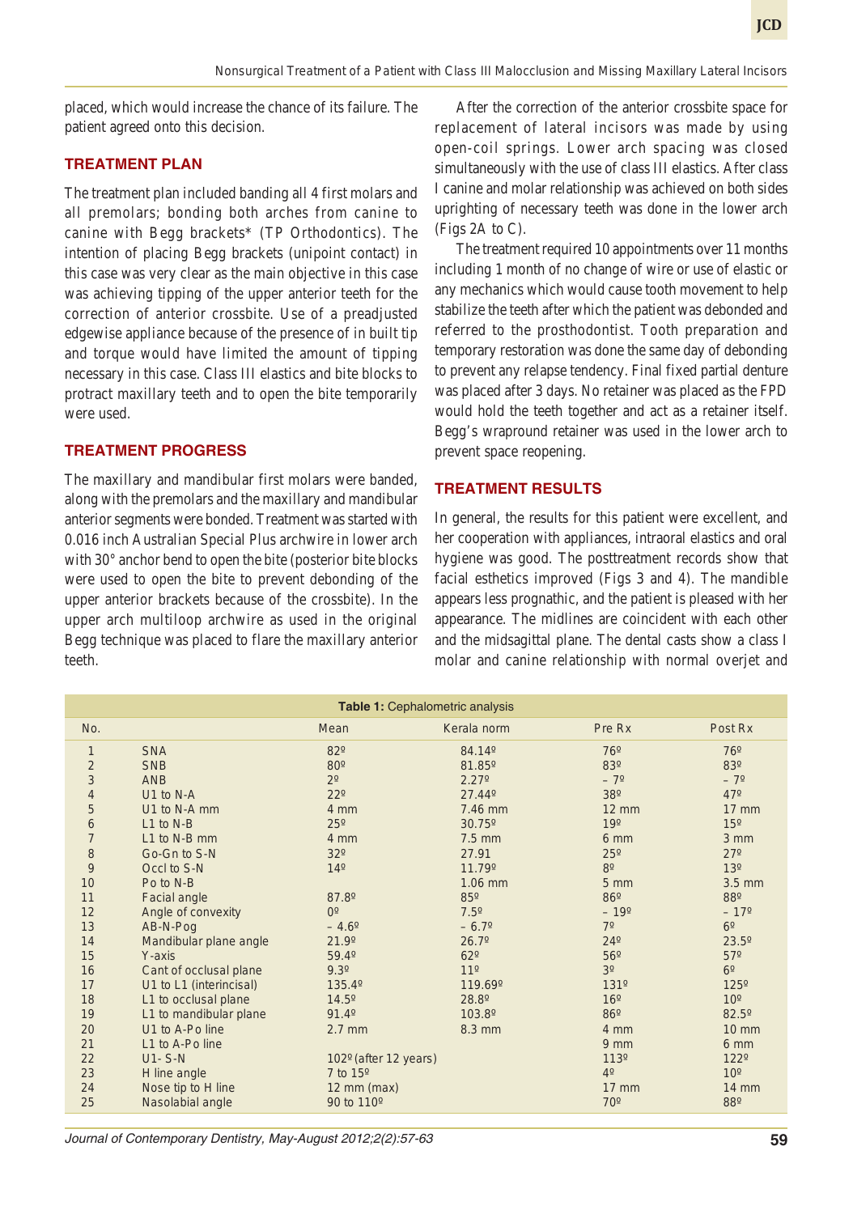placed, which would increase the chance of its failure. The patient agreed onto this decision.

## TREATMENT PLAN

The treatment plan included banding all 4 first molars and all premolars; bonding both arches from canine to canine with Begg brackets* (TP Orthodontics). The intention of placing Begg brackets (unipoint contact) in this case was very clear as the main objective in this case was achieving tipping of the upper anterior teeth for the correction of anterior crossbite. Use of a preadjusted edgewise appliance because of the presence of in built tip and torque would have limited the amount of tipping necessary in this case. Class III elastics and bite blocks to protract maxillary teeth and to open the bite temporarily were used.

## TREATMENT PROGRESS

The maxillary and mandibular first molars were banded, along with the premolars and the maxillary and mandibular anterior segments were bonded. Treatment was started with 0.016 inch Australian Special Plus archwire in lower arch with 30° anchor bend to open the bite (posterior bite blocks were used to open the bite to prevent debonding of the upper anterior brackets because of the crossbite). In the upper arch multiloop archwire as used in the original Begg technique was placed to flare the maxillary anterior teeth.

After the correction of the anterior crossbite space for replacement of lateral incisors was made by using open-coil springs. Lower arch spacing was closed simultaneously with the use of class III elastics. After class I canine and molar relationship was achieved on both sides uprighting of necessary teeth was done in the lower arch (Figs 2A to C).

The treatment required 10 appointments over 11 months including 1 month of no change of wire or use of elastic or any mechanics which would cause tooth movement to help stabilize the teeth after which the patient was debonded and referred to the prosthodontist. Tooth preparation and temporary restoration was done the same day of debonding to prevent any relapse tendency. Final fixed partial denture was placed after 3 days. No retainer was placed as the FPD would hold the teeth together and act as a retainer itself. Begg's wrapround retainer was used in the lower arch to prevent space reopening.

## TREATMENT RESULTS

In general, the results for this patient were excellent, and her cooperation with appliances, intraoral elastics and oral hygiene was good. The posttreatment records show that facial esthetics improved (Figs 3 and 4). The mandible appears less prognathic, and the patient is pleased with her appearance. The midlines are coincident with each other and the midsagittal plane. The dental casts show a class I molar and canine relationship with normal overjet and

**Table 1:** Cephalometric analysis

| No. | | Mean | Kerala norm | Pre Rx | Post Rx |
|---|---|---|---|---|---|
| 1 | SNA | 82º | 84.14º | 76º | 76º |
| 2 | SNB | 80º | 81.85º | 83º | 83º |
| 3 | ANB | 2º | 2.27º | – 7º | – 7º |
| 4 | U1 to N-A | 22º | 27.44º | 38º | 47º |
| 5 | U1 to N-A mm | 4 mm | 7.46 mm | 12 mm | 17 mm |
| 6 | L1 to N-B | 25º | 30.75º | 19º | 15º |
| 7 | L1 to N-B mm | 4 mm | 7.5 mm | 6 mm | 3 mm |
| 8 | Go-Gn to S-N | 32º | 27.91 | 25º | 27º |
| 9 | Occl to S-N | 14º | 11.79º | 8º | 13º |
| 10 | Po to N-B | | 1.06 mm | 5 mm | 3.5 mm |
| 11 | Facial angle | 87.8º | 85º | 86º | 88º |
| 12 | Angle of convexity | 0º | 7.5º | – 19º | – 17º |
| 13 | AB-N-Pog | – 4.6º | – 6.7º | 7º | 6º |
| 14 | Mandibular plane angle | 21.9º | 26.7º | 24º | 23.5º |
| 15 | Y-axis | 59.4º | 62º | 56º | 57º |
| 16 | Cant of occlusal plane | 9.3º | 11º | 3º | 6º |
| 17 | U1 to L1 (interincisal) | 135.4º | 119.69º | 131º | 125º |
| 18 | L1 to occlusal plane | 14.5º | 28.8º | 16º | 10º |
| 19 | L1 to mandibular plane | 91.4º | 103.8º | 86º | 82.5º |
| 20 | U1 to A-Po line | 2.7 mm | 8.3 mm | 4 mm | 10 mm |
| 21 | L1 to A-Po line | | | 9 mm | 6 mm |
| 22 | U1- S-N | 102º (after 12 years) | | 113º | 122º |
| 23 | H line angle | 7 to 15º | | 4º | 10º |
| 24 | Nose tip to H line | 12 mm (max) | | 17 mm | 14 mm |
| 25 | Nasolabial angle | 90 to 110º | | 70º | 88º |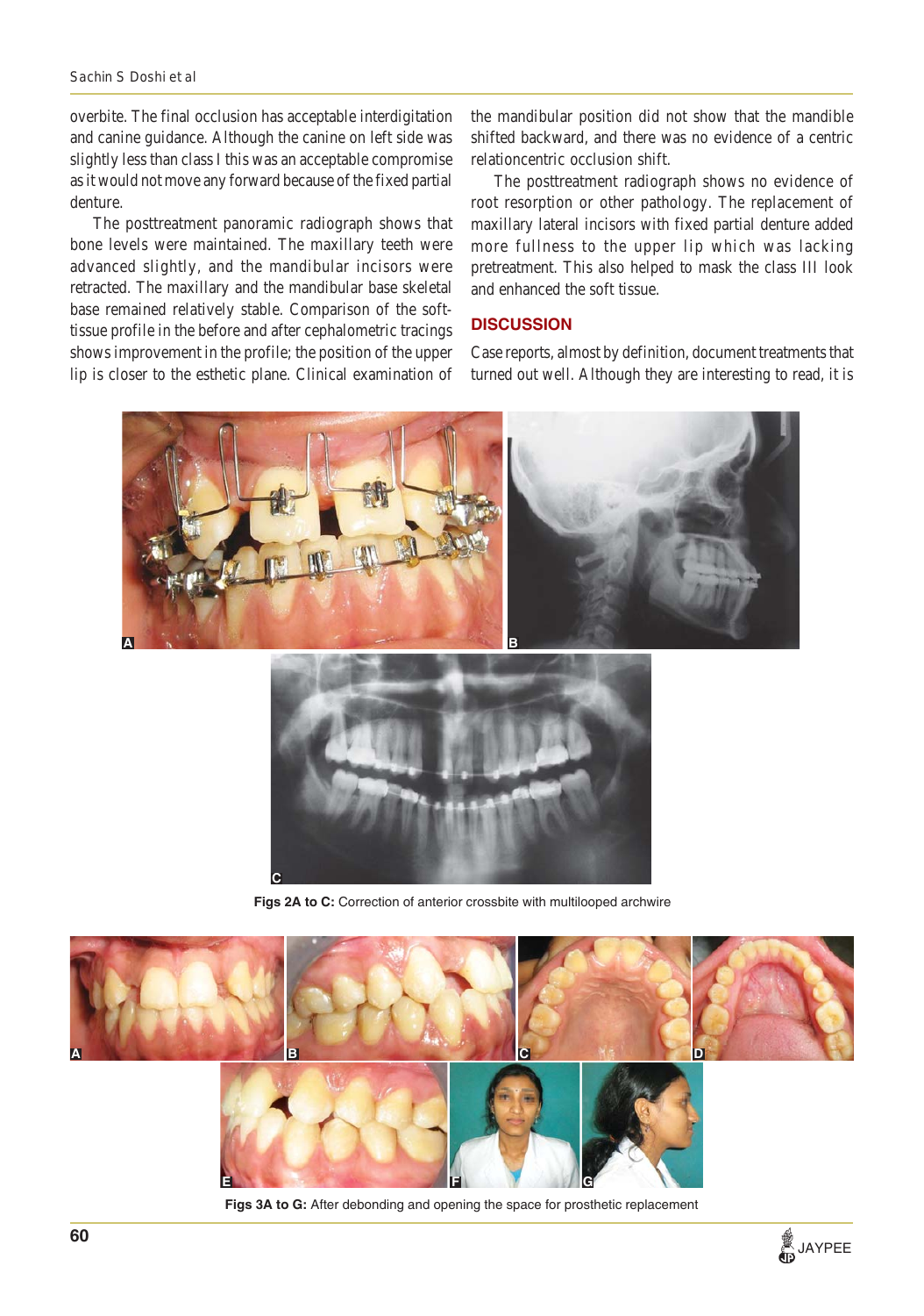overbite. The final occlusion has acceptable interdigitation and canine guidance. Although the canine on left side was slightly less than class I this was an acceptable compromise as it would not move any forward because of the fixed partial denture.

The posttreatment panoramic radiograph shows that bone levels were maintained. The maxillary teeth were advanced slightly, and the mandibular incisors were retracted. The maxillary and the mandibular base skeletal base remained relatively stable. Comparison of the soft-tissue profile in the before and after cephalometric tracings shows improvement in the profile; the position of the upper lip is closer to the esthetic plane. Clinical examination of the mandibular position did not show that the mandible shifted backward, and there was no evidence of a centric relationcentric occlusion shift.

The posttreatment radiograph shows no evidence of root resorption or other pathology. The replacement of maxillary lateral incisors with fixed partial denture added more fullness to the upper lip which was lacking pretreatment. This also helped to mask the class III look and enhanced the soft tissue.

## DISCUSSION

Case reports, almost by definition, document treatments that turned out well. Although they are interesting to read, it is

**Figs 2A to C:** Correction of anterior crossbite with multilooped archwire

**Figs 3A to G:** After debonding and opening the space for prosthetic replacement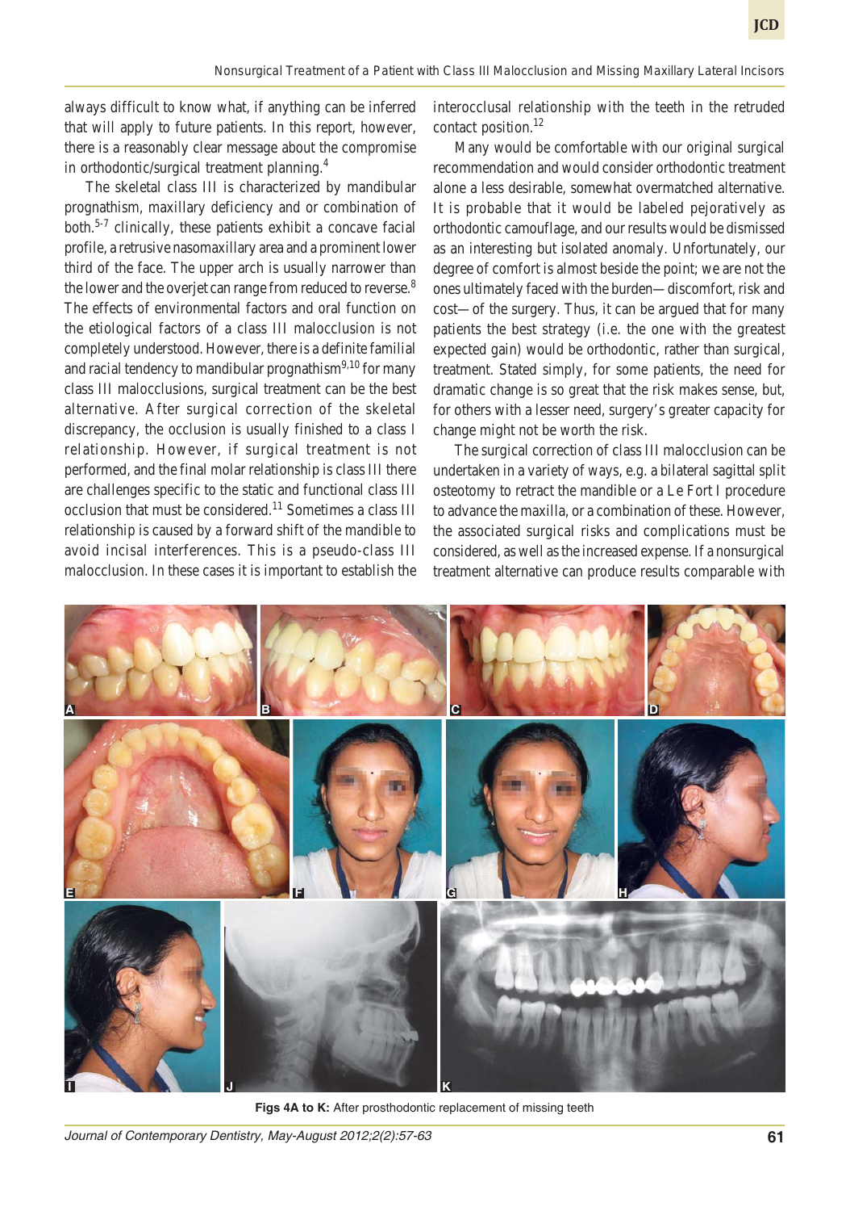always difficult to know what, if anything can be inferred that will apply to future patients. In this report, however, there is a reasonably clear message about the compromise in orthodontic/surgical treatment planning.[4]

The skeletal class III is characterized by mandibular prognathism, maxillary deficiency and or combination of both.[5-7] clinically, these patients exhibit a concave facial profile, a retrusive nasomaxillary area and a prominent lower third of the face. The upper arch is usually narrower than the lower and the overjet can range from reduced to reverse.[8] The effects of environmental factors and oral function on the etiological factors of a class III malocclusion is not completely understood. However, there is a definite familial and racial tendency to mandibular prognathism[9,10] for many class III malocclusions, surgical treatment can be the best alternative. After surgical correction of the skeletal discrepancy, the occlusion is usually finished to a class I relationship. However, if surgical treatment is not performed, and the final molar relationship is class III there are challenges specific to the static and functional class III occlusion that must be considered.[11] Sometimes a class III relationship is caused by a forward shift of the mandible to avoid incisal interferences. This is a pseudo-class III malocclusion. In these cases it is important to establish the interocclusal relationship with the teeth in the retruded contact position.[12]

Many would be comfortable with our original surgical recommendation and would consider orthodontic treatment alone a less desirable, somewhat overmatched alternative. It is probable that it would be labeled pejoratively as orthodontic camouflage, and our results would be dismissed as an interesting but isolated anomaly. Unfortunately, our degree of comfort is almost beside the point; we are not the ones ultimately faced with the burden—discomfort, risk and cost—of the surgery. Thus, it can be argued that for many patients the best strategy (i.e. the one with the greatest expected gain) would be orthodontic, rather than surgical, treatment. Stated simply, for some patients, the need for dramatic change is so great that the risk makes sense, but, for others with a lesser need, surgery's greater capacity for change might not be worth the risk.

The surgical correction of class III malocclusion can be undertaken in a variety of ways, e.g. a bilateral sagittal split osteotomy to retract the mandible or a Le Fort I procedure to advance the maxilla, or a combination of these. However, the associated surgical risks and complications must be considered, as well as the increased expense. If a nonsurgical treatment alternative can produce results comparable with

**Figs 4A to K:** After prosthodontic replacement of missing teeth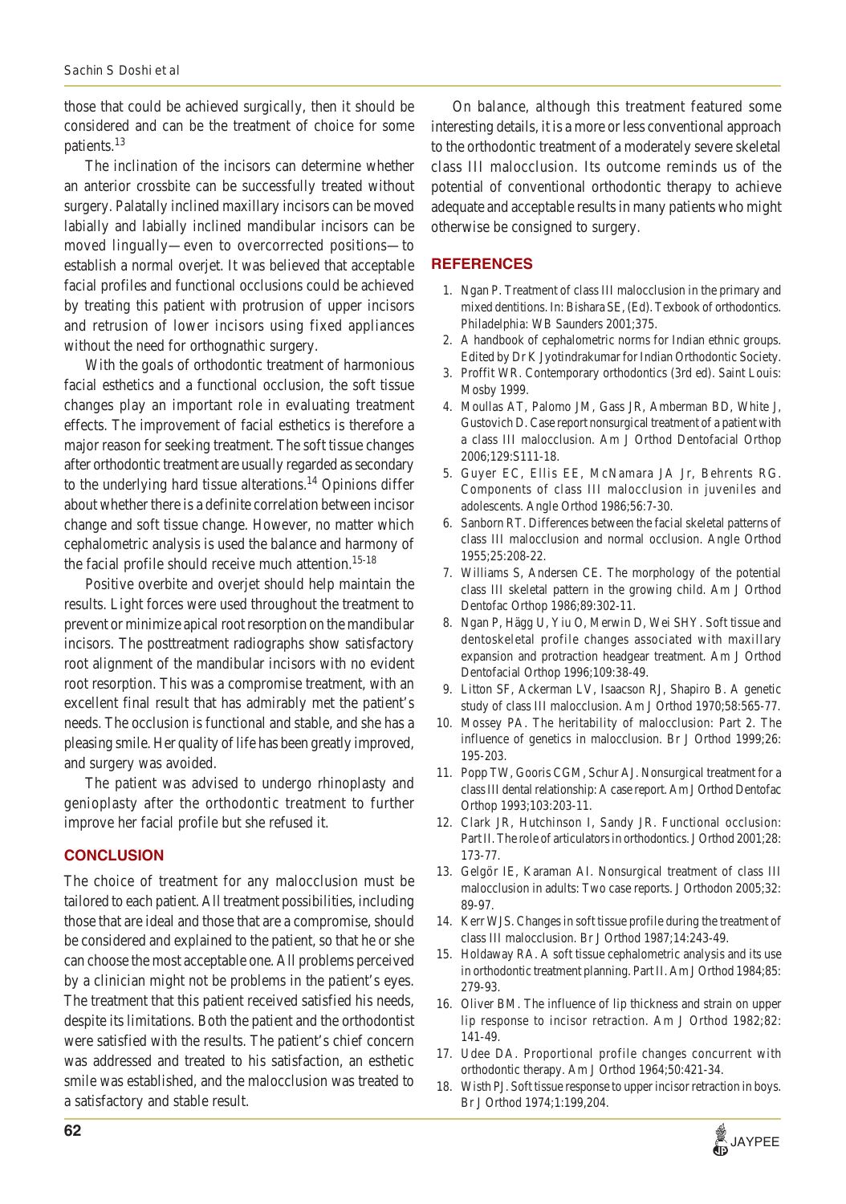those that could be achieved surgically, then it should be considered and can be the treatment of choice for some patients.[13]

The inclination of the incisors can determine whether an anterior crossbite can be successfully treated without surgery. Palatally inclined maxillary incisors can be moved labially and labially inclined mandibular incisors can be moved lingually—even to overcorrected positions—to establish a normal overjet. It was believed that acceptable facial profiles and functional occlusions could be achieved by treating this patient with protrusion of upper incisors and retrusion of lower incisors using fixed appliances without the need for orthognathic surgery.

With the goals of orthodontic treatment of harmonious facial esthetics and a functional occlusion, the soft tissue changes play an important role in evaluating treatment effects. The improvement of facial esthetics is therefore a major reason for seeking treatment. The soft tissue changes after orthodontic treatment are usually regarded as secondary to the underlying hard tissue alterations.[14] Opinions differ about whether there is a definite correlation between incisor change and soft tissue change. However, no matter which cephalometric analysis is used the balance and harmony of the facial profile should receive much attention.[15-18]

Positive overbite and overjet should help maintain the results. Light forces were used throughout the treatment to prevent or minimize apical root resorption on the mandibular incisors. The posttreatment radiographs show satisfactory root alignment of the mandibular incisors with no evident root resorption. This was a compromise treatment, with an excellent final result that has admirably met the patient's needs. The occlusion is functional and stable, and she has a pleasing smile. Her quality of life has been greatly improved, and surgery was avoided.

The patient was advised to undergo rhinoplasty and genioplasty after the orthodontic treatment to further improve her facial profile but she refused it.

## CONCLUSION

The choice of treatment for any malocclusion must be tailored to each patient. All treatment possibilities, including those that are ideal and those that are a compromise, should be considered and explained to the patient, so that he or she can choose the most acceptable one. All problems perceived by a clinician might not be problems in the patient's eyes. The treatment that this patient received satisfied his needs, despite its limitations. Both the patient and the orthodontist were satisfied with the results. The patient's chief concern was addressed and treated to his satisfaction, an esthetic smile was established, and the malocclusion was treated to a satisfactory and stable result.

On balance, although this treatment featured some interesting details, it is a more or less conventional approach to the orthodontic treatment of a moderately severe skeletal class III malocclusion. Its outcome reminds us of the potential of conventional orthodontic therapy to achieve adequate and acceptable results in many patients who might otherwise be consigned to surgery.

## REFERENCES

1. Ngan P. Treatment of class III malocclusion in the primary and mixed dentitions. In: Bishara SE, (Ed). Texbook of orthodontics. Philadelphia: WB Saunders 2001;375.
2. A handbook of cephalometric norms for Indian ethnic groups. Edited by Dr K Jyotindrakumar for Indian Orthodontic Society.
3. Proffit WR. Contemporary orthodontics (3rd ed). Saint Louis: Mosby 1999.
4. Moullas AT, Palomo JM, Gass JR, Amberman BD, White J, Gustovich D. Case report nonsurgical treatment of a patient with a class III malocclusion. Am J Orthod Dentofacial Orthop 2006;129:S111-18.
5. Guyer EC, Ellis EE, McNamara JA Jr, Behrents RG. Components of class III malocclusion in juveniles and adolescents. Angle Orthod 1986;56:7-30.
6. Sanborn RT. Differences between the facial skeletal patterns of class III malocclusion and normal occlusion. Angle Orthod 1955;25:208-22.
7. Williams S, Andersen CE. The morphology of the potential class III skeletal pattern in the growing child. Am J Orthod Dentofac Orthop 1986;89:302-11.
8. Ngan P, Hägg U, Yiu O, Merwin D, Wei SHY. Soft tissue and dentoskeletal profile changes associated with maxillary expansion and protraction headgear treatment. Am J Orthod Dentofacial Orthop 1996;109:38-49.
9. Litton SF, Ackerman LV, Isaacson RJ, Shapiro B. A genetic study of class III malocclusion. Am J Orthod 1970;58:565-77.
10. Mossey PA. The heritability of malocclusion: Part 2. The influence of genetics in malocclusion. Br J Orthod 1999;26: 195-203.
11. Popp TW, Gooris CGM, Schur AJ. Nonsurgical treatment for a class III dental relationship: A case report. Am J Orthod Dentofac Orthop 1993;103:203-11.
12. Clark JR, Hutchinson I, Sandy JR. Functional occlusion: Part II. The role of articulators in orthodontics. J Orthod 2001;28: 173-77.
13. Gelgör IE, Karaman AI. Nonsurgical treatment of class III malocclusion in adults: Two case reports. J Orthodon 2005;32: 89-97.
14. Kerr WJS. Changes in soft tissue profile during the treatment of class III malocclusion. Br J Orthod 1987;14:243-49.
15. Holdaway RA. A soft tissue cephalometric analysis and its use in orthodontic treatment planning. Part II. Am J Orthod 1984;85: 279-93.
16. Oliver BM. The influence of lip thickness and strain on upper lip response to incisor retraction. Am J Orthod 1982;82: 141-49.
17. Udee DA. Proportional profile changes concurrent with orthodontic therapy. Am J Orthod 1964;50:421-34.
18. Wisth PJ. Soft tissue response to upper incisor retraction in boys. Br J Orthod 1974;1:199,204.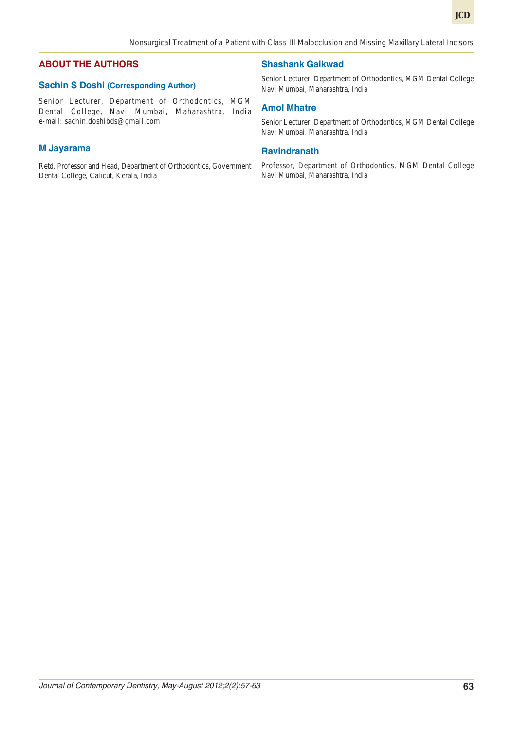## ABOUT THE AUTHORS

### Sachin S Doshi (Corresponding Author)

Senior Lecturer, Department of Orthodontics, MGM Dental College, Navi Mumbai, Maharashtra, India
e-mail: sachin.doshibds@gmail.com

### M Jayarama

Retd. Professor and Head, Department of Orthodontics, Government Dental College, Calicut, Kerala, India

### Shashank Gaikwad

Senior Lecturer, Department of Orthodontics, MGM Dental College Navi Mumbai, Maharashtra, India

### Amol Mhatre

Senior Lecturer, Department of Orthodontics, MGM Dental College Navi Mumbai, Maharashtra, India

### Ravindranath

Professor, Department of Orthodontics, MGM Dental College Navi Mumbai, Maharashtra, India